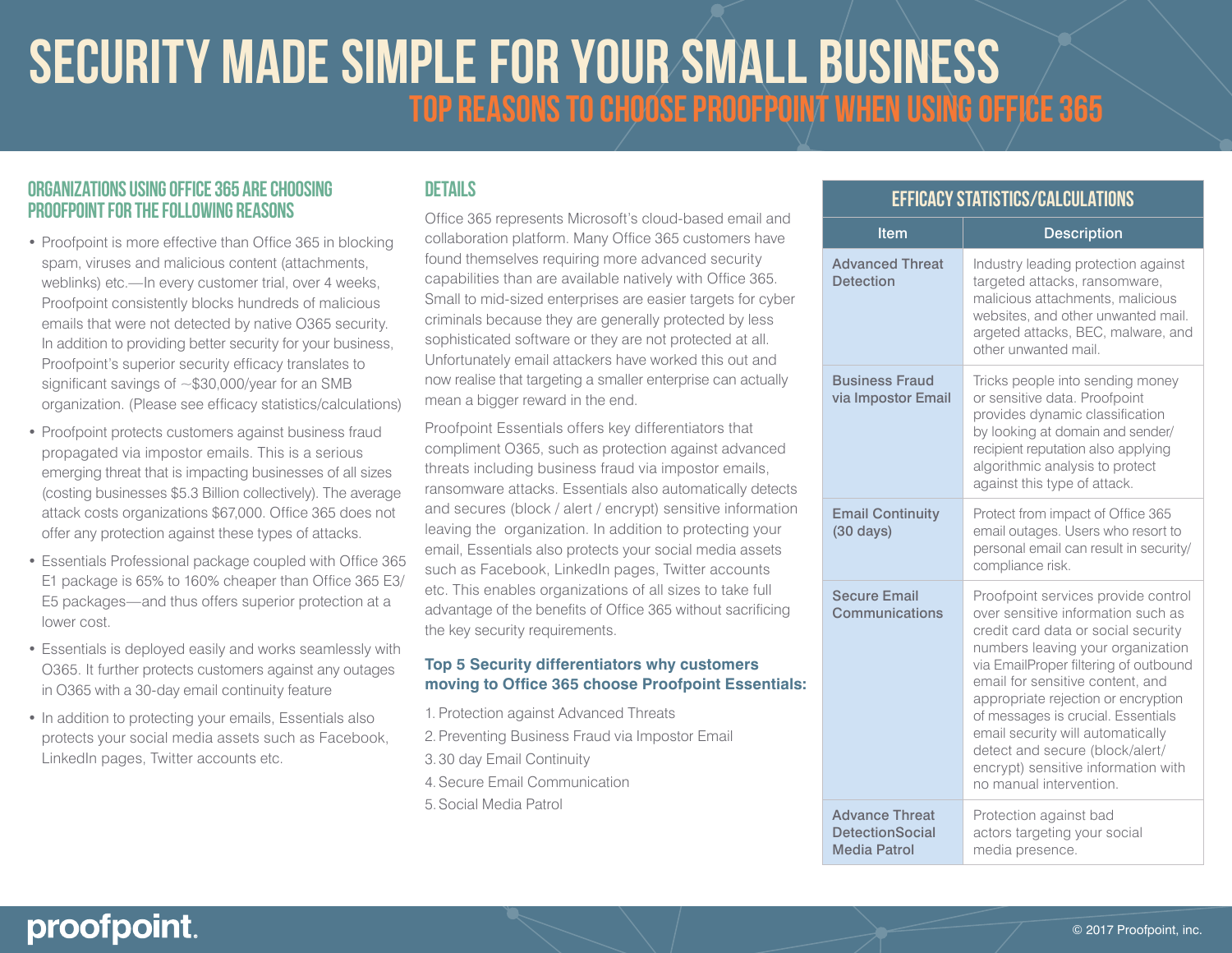# SECURITY MADE SIMPLE FOR YOUR SMALL BUSINESS

## TOP REASONS TO CHOOSE PROOFPOINT WHEN USING OFFICE 365

### ORGANIZATIONS USING OFFICE 365 ARE CHOOSING PROOFPOINT FOR THE FOLLOWING REASONS

- Proofpoint is more effective than Office 365 in blocking spam, viruses and malicious content (attachments, weblinks) etc.—In every customer trial, over 4 weeks, Proofpoint consistently blocks hundreds of malicious emails that were not detected by native O365 security. In addition to providing better security for your business, Proofpoint's superior security efficacy translates to significant savings of ~$30,000/year for an SMB organization. (Please see efficacy statistics/calculations)
- Proofpoint protects customers against business fraud propagated via impostor emails. This is a serious emerging threat that is impacting businesses of all sizes (costing businesses $5.3 Billion collectively). The average attack costs organizations $67,000. Office 365 does not offer any protection against these types of attacks.
- Essentials Professional package coupled with Office 365 E1 package is 65% to 160% cheaper than Office 365 E3/E5 packages—and thus offers superior protection at a lower cost.
- Essentials is deployed easily and works seamlessly with O365. It further protects customers against any outages in O365 with a 30-day email continuity feature
- In addition to protecting your emails, Essentials also protects your social media assets such as Facebook, LinkedIn pages, Twitter accounts etc.

### DETAILS

Office 365 represents Microsoft's cloud-based email and collaboration platform. Many Office 365 customers have found themselves requiring more advanced security capabilities than are available natively with Office 365. Small to mid-sized enterprises are easier targets for cyber criminals because they are generally protected by less sophisticated software or they are not protected at all. Unfortunately email attackers have worked this out and now realise that targeting a smaller enterprise can actually mean a bigger reward in the end.

Proofpoint Essentials offers key differentiators that compliment O365, such as protection against advanced threats including business fraud via impostor emails, ransomware attacks. Essentials also automatically detects and secures (block / alert / encrypt) sensitive information leaving the organization. In addition to protecting your email, Essentials also protects your social media assets such as Facebook, LinkedIn pages, Twitter accounts etc. This enables organizations of all sizes to take full advantage of the benefits of Office 365 without sacrificing the key security requirements.

**Top 5 Security differentiators why customers moving to Office 365 choose Proofpoint Essentials:**

1. Protection against Advanced Threats
2. Preventing Business Fraud via Impostor Email
3. 30 day Email Continuity
4. Secure Email Communication
5. Social Media Patrol

### EFFICACY STATISTICS/CALCULATIONS

| Item | Description |
|---|---|
| Advanced Threat Detection | Industry leading protection against targeted attacks, ransomware, malicious attachments, malicious websites, and other unwanted mail. argeted attacks, BEC, malware, and other unwanted mail. |
| Business Fraud via Impostor Email | Tricks people into sending money or sensitive data. Proofpoint provides dynamic classification by looking at domain and sender/recipient reputation also applying algorithmic analysis to protect against this type of attack. |
| Email Continuity (30 days) | Protect from impact of Office 365 email outages. Users who resort to personal email can result in security/compliance risk. |
| Secure Email Communications | Proofpoint services provide control over sensitive information such as credit card data or social security numbers leaving your organization via EmailProper filtering of outbound email for sensitive content, and appropriate rejection or encryption of messages is crucial. Essentials email security will automatically detect and secure (block/alert/encrypt) sensitive information with no manual intervention. |
| Advance Threat DetectionSocial Media Patrol | Protection against bad actors targeting your social media presence. |

proofpoint.

© 2017 Proofpoint, inc.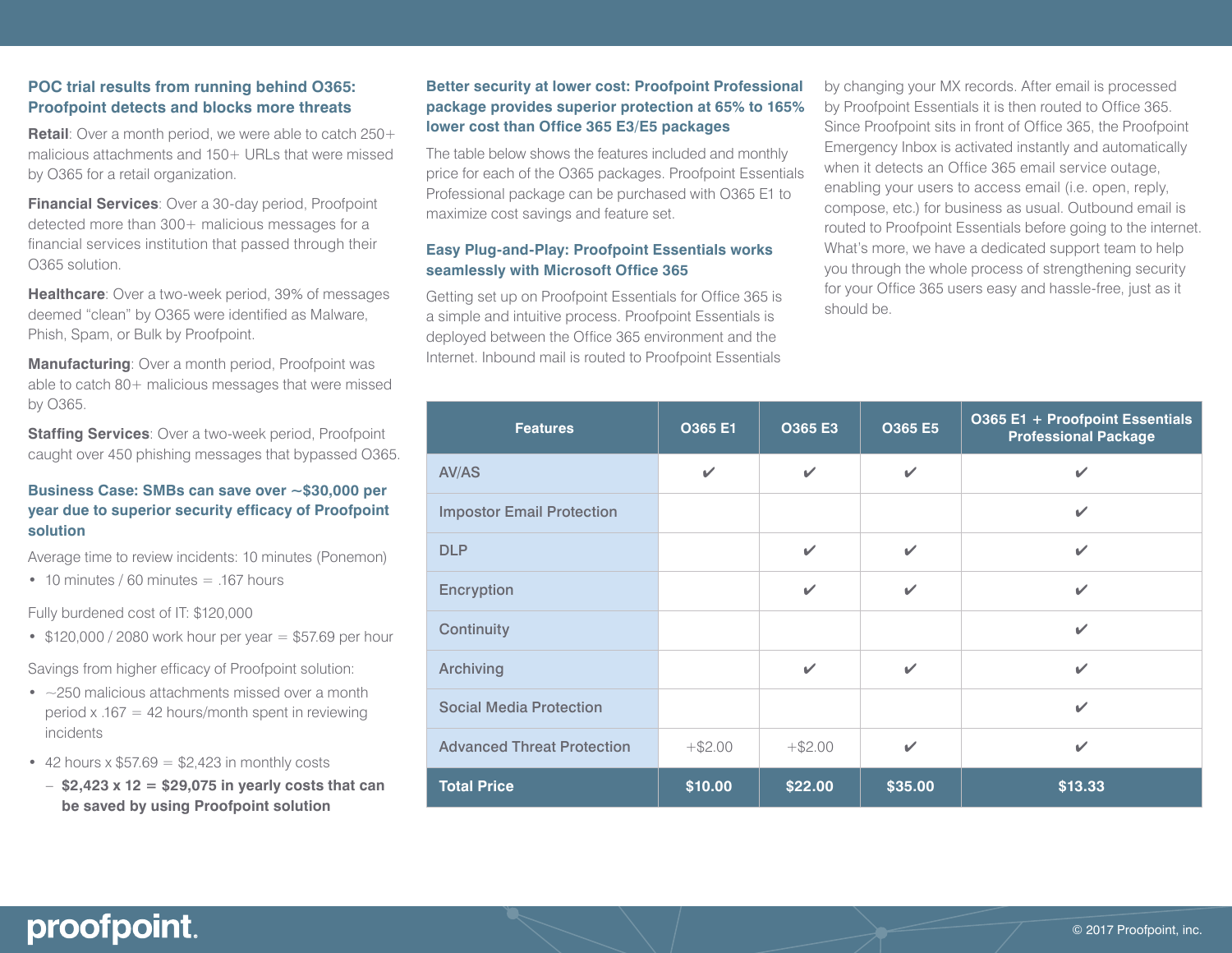## POC trial results from running behind O365: Proofpoint detects and blocks more threats

**Retail**: Over a month period, we were able to catch 250+ malicious attachments and 150+ URLs that were missed by O365 for a retail organization.

**Financial Services**: Over a 30-day period, Proofpoint detected more than 300+ malicious messages for a financial services institution that passed through their O365 solution.

**Healthcare**: Over a two-week period, 39% of messages deemed "clean" by O365 were identified as Malware, Phish, Spam, or Bulk by Proofpoint.

**Manufacturing**: Over a month period, Proofpoint was able to catch 80+ malicious messages that were missed by O365.

**Staffing Services**: Over a two-week period, Proofpoint caught over 450 phishing messages that bypassed O365.

## Business Case: SMBs can save over ~$30,000 per year due to superior security efficacy of Proofpoint solution

Average time to review incidents: 10 minutes (Ponemon)

- 10 minutes / 60 minutes = .167 hours

Fully burdened cost of IT: $120,000

- $120,000 / 2080 work hour per year = $57.69 per hour

Savings from higher efficacy of Proofpoint solution:

- ~250 malicious attachments missed over a month period x .167 = 42 hours/month spent in reviewing incidents
- 42 hours x $57.69 = $2,423 in monthly costs
  - **$2,423 x 12 = $29,075 in yearly costs that can be saved by using Proofpoint solution**

## Better security at lower cost: Proofpoint Professional package provides superior protection at 65% to 165% lower cost than Office 365 E3/E5 packages

The table below shows the features included and monthly price for each of the O365 packages. Proofpoint Essentials Professional package can be purchased with O365 E1 to maximize cost savings and feature set.

## Easy Plug-and-Play: Proofpoint Essentials works seamlessly with Microsoft Office 365

Getting set up on Proofpoint Essentials for Office 365 is a simple and intuitive process. Proofpoint Essentials is deployed between the Office 365 environment and the Internet. Inbound mail is routed to Proofpoint Essentials by changing your MX records. After email is processed by Proofpoint Essentials it is then routed to Office 365. Since Proofpoint sits in front of Office 365, the Proofpoint Emergency Inbox is activated instantly and automatically when it detects an Office 365 email service outage, enabling your users to access email (i.e. open, reply, compose, etc.) for business as usual. Outbound email is routed to Proofpoint Essentials before going to the internet. What's more, we have a dedicated support team to help you through the whole process of strengthening security for your Office 365 users easy and hassle-free, just as it should be.

| Features | O365 E1 | O365 E3 | O365 E5 | O365 E1 + Proofpoint Essentials Professional Package |
|---|---|---|---|---|
| AV/AS | ✔ | ✔ | ✔ | ✔ |
| Impostor Email Protection | | | | ✔ |
| DLP | | ✔ | ✔ | ✔ |
| Encryption | | ✔ | ✔ | ✔ |
| Continuity | | | | ✔ |
| Archiving | | ✔ | ✔ | ✔ |
| Social Media Protection | | | | ✔ |
| Advanced Threat Protection | +$2.00 | +$2.00 | ✔ | ✔ |
| **Total Price** | **$10.00** | **$22.00** | **$35.00** | **$13.33** |

proofpoint.

© 2017 Proofpoint, inc.